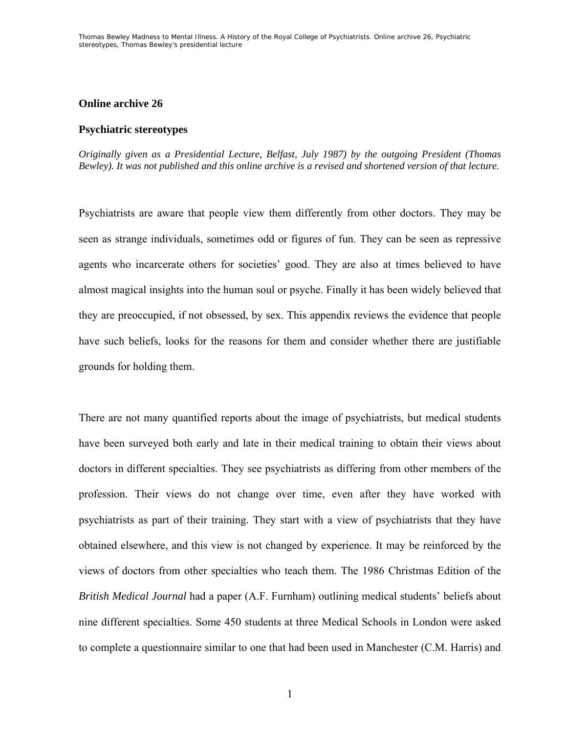## Online archive 26

## Psychiatric stereotypes

*Originally given as a Presidential Lecture, Belfast, July 1987) by the outgoing President (Thomas Bewley). It was not published and this online archive is a revised and shortened version of that lecture.*

Psychiatrists are aware that people view them differently from other doctors. They may be seen as strange individuals, sometimes odd or figures of fun. They can be seen as repressive agents who incarcerate others for societies' good. They are also at times believed to have almost magical insights into the human soul or psyche. Finally it has been widely believed that they are preoccupied, if not obsessed, by sex. This appendix reviews the evidence that people have such beliefs, looks for the reasons for them and consider whether there are justifiable grounds for holding them.

There are not many quantified reports about the image of psychiatrists, but medical students have been surveyed both early and late in their medical training to obtain their views about doctors in different specialties. They see psychiatrists as differing from other members of the profession. Their views do not change over time, even after they have worked with psychiatrists as part of their training. They start with a view of psychiatrists that they have obtained elsewhere, and this view is not changed by experience. It may be reinforced by the views of doctors from other specialties who teach them. The 1986 Christmas Edition of the *British Medical Journal* had a paper (A.F. Furnham) outlining medical students' beliefs about nine different specialties. Some 450 students at three Medical Schools in London were asked to complete a questionnaire similar to one that had been used in Manchester (C.M. Harris) and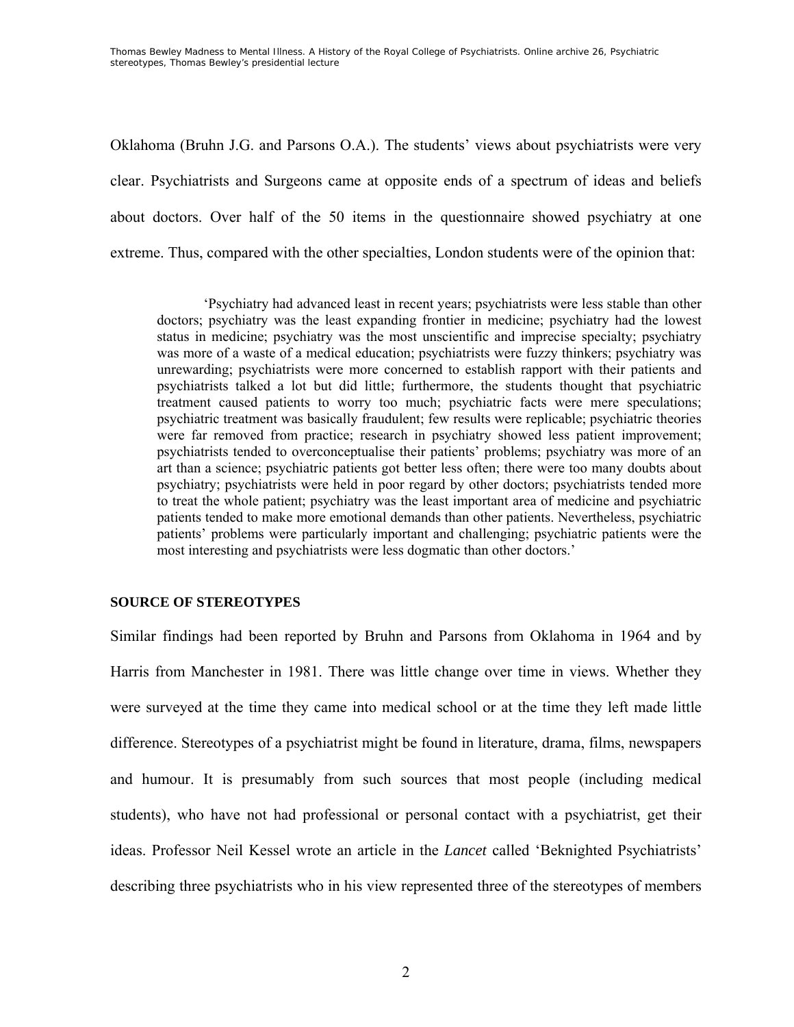Oklahoma (Bruhn J.G. and Parsons O.A.). The students' views about psychiatrists were very clear. Psychiatrists and Surgeons came at opposite ends of a spectrum of ideas and beliefs about doctors. Over half of the 50 items in the questionnaire showed psychiatry at one extreme. Thus, compared with the other specialties, London students were of the opinion that:

> 'Psychiatry had advanced least in recent years; psychiatrists were less stable than other doctors; psychiatry was the least expanding frontier in medicine; psychiatry had the lowest status in medicine; psychiatry was the most unscientific and imprecise specialty; psychiatry was more of a waste of a medical education; psychiatrists were fuzzy thinkers; psychiatry was unrewarding; psychiatrists were more concerned to establish rapport with their patients and psychiatrists talked a lot but did little; furthermore, the students thought that psychiatric treatment caused patients to worry too much; psychiatric facts were mere speculations; psychiatric treatment was basically fraudulent; few results were replicable; psychiatric theories were far removed from practice; research in psychiatry showed less patient improvement; psychiatrists tended to overconceptualise their patients' problems; psychiatry was more of an art than a science; psychiatric patients got better less often; there were too many doubts about psychiatry; psychiatrists were held in poor regard by other doctors; psychiatrists tended more to treat the whole patient; psychiatry was the least important area of medicine and psychiatric patients tended to make more emotional demands than other patients. Nevertheless, psychiatric patients' problems were particularly important and challenging; psychiatric patients were the most interesting and psychiatrists were less dogmatic than other doctors.'

**SOURCE OF STEREOTYPES**

Similar findings had been reported by Bruhn and Parsons from Oklahoma in 1964 and by Harris from Manchester in 1981. There was little change over time in views. Whether they were surveyed at the time they came into medical school or at the time they left made little difference. Stereotypes of a psychiatrist might be found in literature, drama, films, newspapers and humour. It is presumably from such sources that most people (including medical students), who have not had professional or personal contact with a psychiatrist, get their ideas. Professor Neil Kessel wrote an article in the *Lancet* called 'Beknighted Psychiatrists' describing three psychiatrists who in his view represented three of the stereotypes of members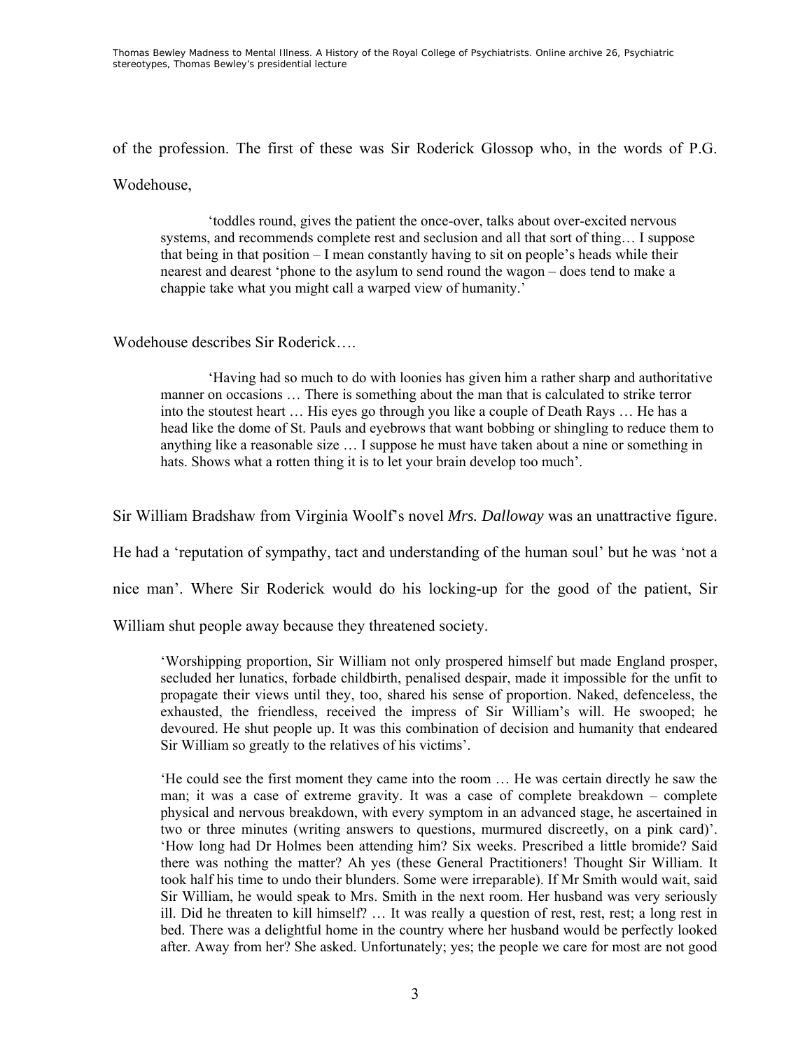of the profession. The first of these was Sir Roderick Glossop who, in the words of P.G. Wodehouse,

> 'toddles round, gives the patient the once-over, talks about over-excited nervous systems, and recommends complete rest and seclusion and all that sort of thing… I suppose that being in that position – I mean constantly having to sit on people's heads while their nearest and dearest 'phone to the asylum to send round the wagon – does tend to make a chappie take what you might call a warped view of humanity.'

Wodehouse describes Sir Roderick….

> 'Having had so much to do with loonies has given him a rather sharp and authoritative manner on occasions … There is something about the man that is calculated to strike terror into the stoutest heart … His eyes go through you like a couple of Death Rays … He has a head like the dome of St. Pauls and eyebrows that want bobbing or shingling to reduce them to anything like a reasonable size … I suppose he must have taken about a nine or something in hats. Shows what a rotten thing it is to let your brain develop too much'.

Sir William Bradshaw from Virginia Woolf's novel *Mrs. Dalloway* was an unattractive figure. He had a 'reputation of sympathy, tact and understanding of the human soul' but he was 'not a nice man'. Where Sir Roderick would do his locking-up for the good of the patient, Sir William shut people away because they threatened society.

> 'Worshipping proportion, Sir William not only prospered himself but made England prosper, secluded her lunatics, forbade childbirth, penalised despair, made it impossible for the unfit to propagate their views until they, too, shared his sense of proportion. Naked, defenceless, the exhausted, the friendless, received the impress of Sir William's will. He swooped; he devoured. He shut people up. It was this combination of decision and humanity that endeared Sir William so greatly to the relatives of his victims'.
>
> 'He could see the first moment they came into the room … He was certain directly he saw the man; it was a case of extreme gravity. It was a case of complete breakdown – complete physical and nervous breakdown, with every symptom in an advanced stage, he ascertained in two or three minutes (writing answers to questions, murmured discreetly, on a pink card)'. 'How long had Dr Holmes been attending him? Six weeks. Prescribed a little bromide? Said there was nothing the matter? Ah yes (these General Practitioners! Thought Sir William. It took half his time to undo their blunders. Some were irreparable). If Mr Smith would wait, said Sir William, he would speak to Mrs. Smith in the next room. Her husband was very seriously ill. Did he threaten to kill himself? … It was really a question of rest, rest, rest; a long rest in bed. There was a delightful home in the country where her husband would be perfectly looked after. Away from her? She asked. Unfortunately; yes; the people we care for most are not good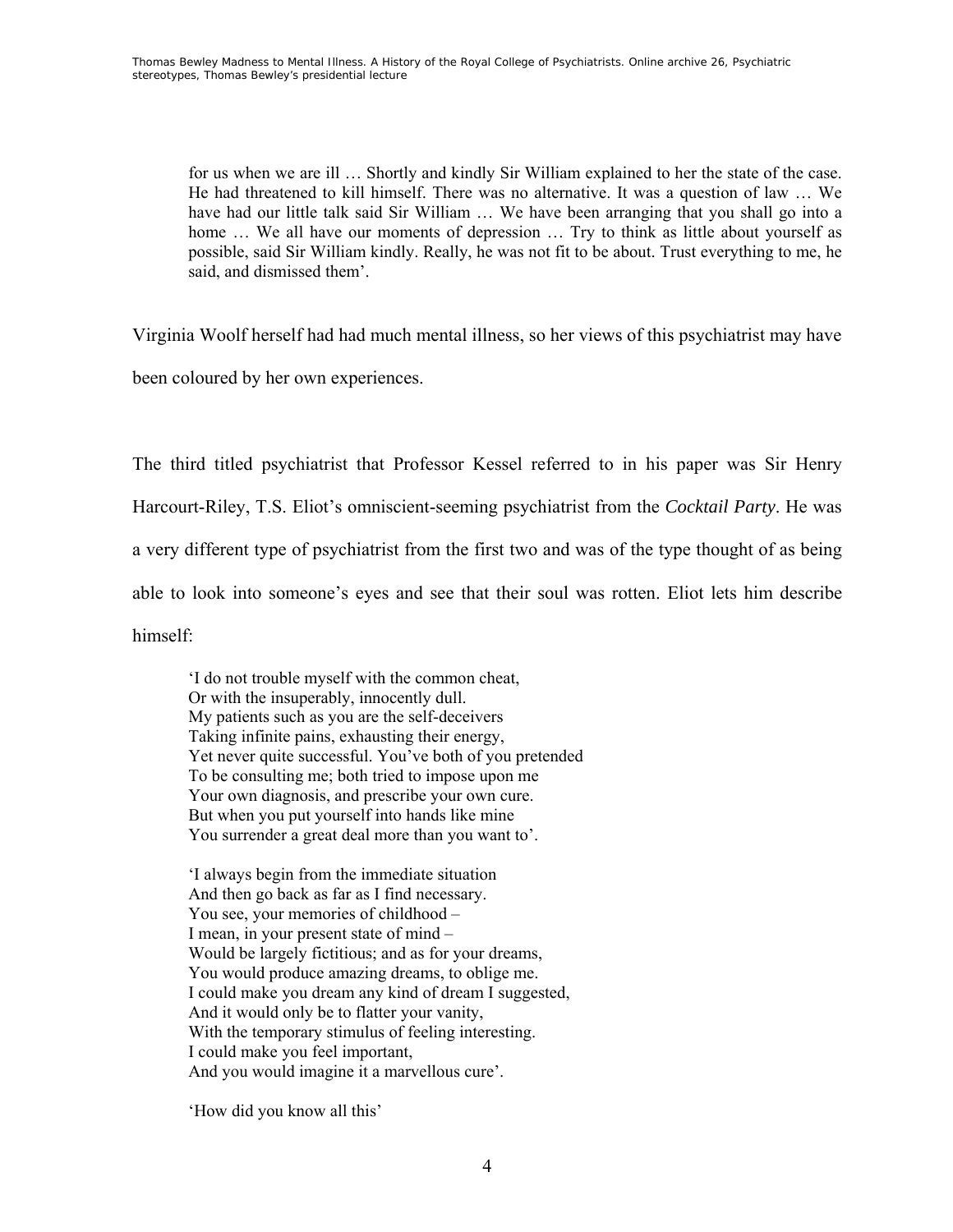> for us when we are ill … Shortly and kindly Sir William explained to her the state of the case. He had threatened to kill himself. There was no alternative. It was a question of law … We have had our little talk said Sir William … We have been arranging that you shall go into a home … We all have our moments of depression … Try to think as little about yourself as possible, said Sir William kindly. Really, he was not fit to be about. Trust everything to me, he said, and dismissed them'.

Virginia Woolf herself had had much mental illness, so her views of this psychiatrist may have been coloured by her own experiences.

The third titled psychiatrist that Professor Kessel referred to in his paper was Sir Henry Harcourt-Riley, T.S. Eliot's omniscient-seeming psychiatrist from the *Cocktail Party*. He was a very different type of psychiatrist from the first two and was of the type thought of as being able to look into someone's eyes and see that their soul was rotten. Eliot lets him describe himself:

> 'I do not trouble myself with the common cheat,
> Or with the insuperably, innocently dull.
> My patients such as you are the self-deceivers
> Taking infinite pains, exhausting their energy,
> Yet never quite successful. You've both of you pretended
> To be consulting me; both tried to impose upon me
> Your own diagnosis, and prescribe your own cure.
> But when you put yourself into hands like mine
> You surrender a great deal more than you want to'.
>
> 'I always begin from the immediate situation
> And then go back as far as I find necessary.
> You see, your memories of childhood –
> I mean, in your present state of mind –
> Would be largely fictitious; and as for your dreams,
> You would produce amazing dreams, to oblige me.
> I could make you dream any kind of dream I suggested,
> And it would only be to flatter your vanity,
> With the temporary stimulus of feeling interesting.
> I could make you feel important,
> And you would imagine it a marvellous cure'.
>
> 'How did you know all this'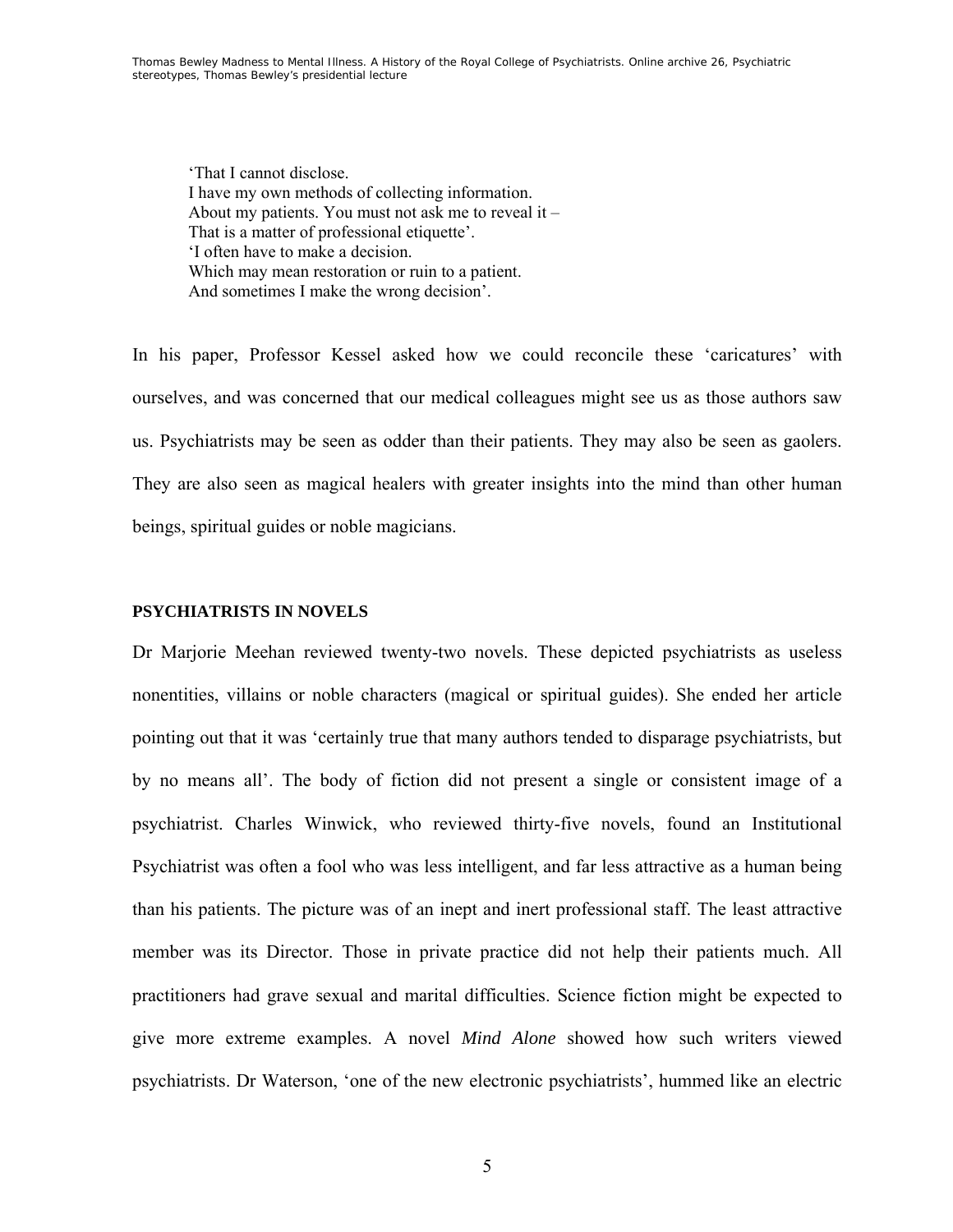> ‘That I cannot disclose.  
> I have my own methods of collecting information.  
> About my patients. You must not ask me to reveal it –  
> That is a matter of professional etiquette’.  
> ‘I often have to make a decision.  
> Which may mean restoration or ruin to a patient.  
> And sometimes I make the wrong decision’.

In his paper, Professor Kessel asked how we could reconcile these ‘caricatures’ with ourselves, and was concerned that our medical colleagues might see us as those authors saw us. Psychiatrists may be seen as odder than their patients. They may also be seen as gaolers. They are also seen as magical healers with greater insights into the mind than other human beings, spiritual guides or noble magicians.

**PSYCHIATRISTS IN NOVELS**

Dr Marjorie Meehan reviewed twenty-two novels. These depicted psychiatrists as useless nonentities, villains or noble characters (magical or spiritual guides). She ended her article pointing out that it was ‘certainly true that many authors tended to disparage psychiatrists, but by no means all’. The body of fiction did not present a single or consistent image of a psychiatrist. Charles Winwick, who reviewed thirty-five novels, found an Institutional Psychiatrist was often a fool who was less intelligent, and far less attractive as a human being than his patients. The picture was of an inept and inert professional staff. The least attractive member was its Director. Those in private practice did not help their patients much. All practitioners had grave sexual and marital difficulties. Science fiction might be expected to give more extreme examples. A novel *Mind Alone* showed how such writers viewed psychiatrists. Dr Waterson, ‘one of the new electronic psychiatrists’, hummed like an electric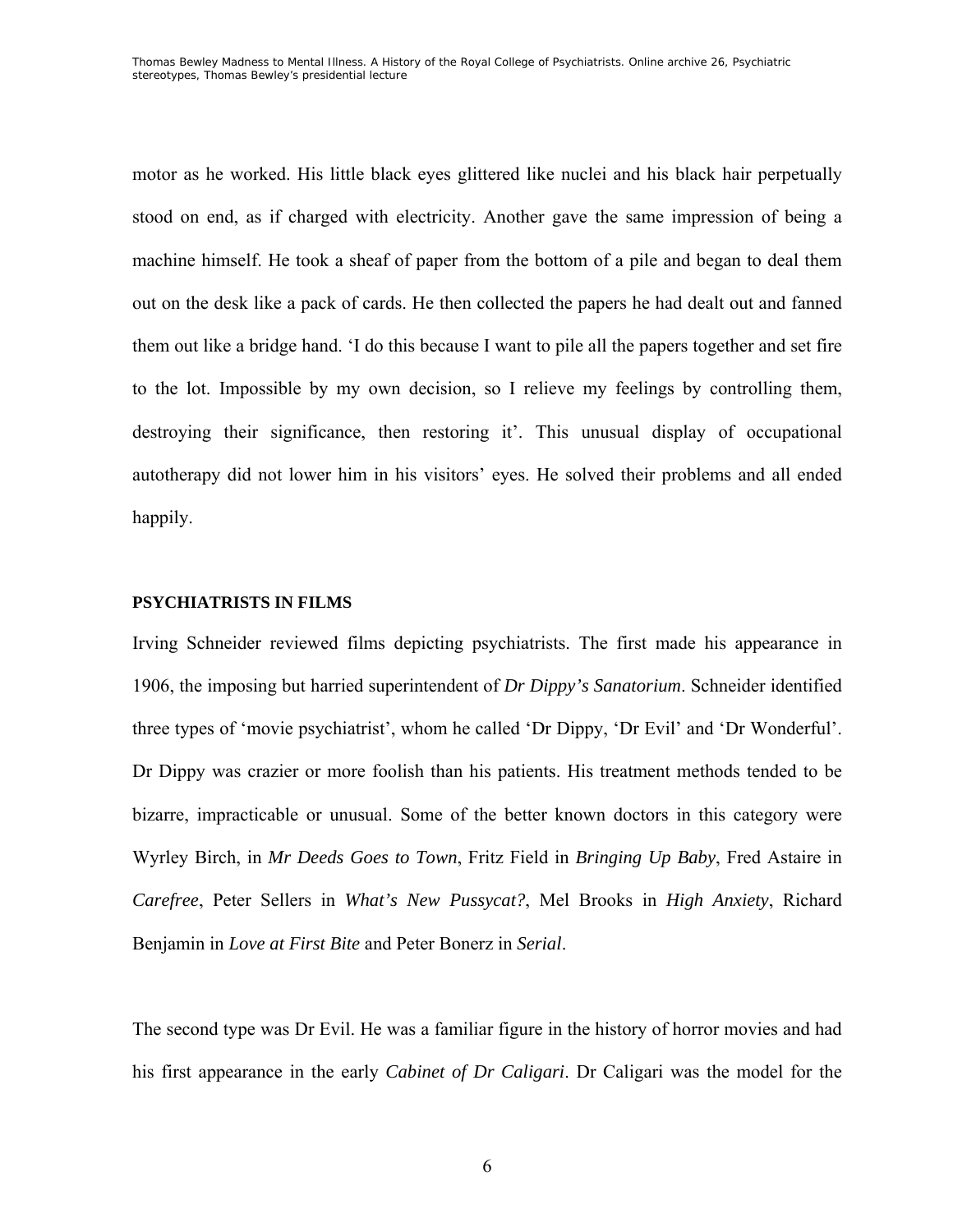motor as he worked. His little black eyes glittered like nuclei and his black hair perpetually stood on end, as if charged with electricity. Another gave the same impression of being a machine himself. He took a sheaf of paper from the bottom of a pile and began to deal them out on the desk like a pack of cards. He then collected the papers he had dealt out and fanned them out like a bridge hand. 'I do this because I want to pile all the papers together and set fire to the lot. Impossible by my own decision, so I relieve my feelings by controlling them, destroying their significance, then restoring it'. This unusual display of occupational autotherapy did not lower him in his visitors' eyes. He solved their problems and all ended happily.

**PSYCHIATRISTS IN FILMS**

Irving Schneider reviewed films depicting psychiatrists. The first made his appearance in 1906, the imposing but harried superintendent of *Dr Dippy's Sanatorium*. Schneider identified three types of 'movie psychiatrist', whom he called 'Dr Dippy, 'Dr Evil' and 'Dr Wonderful'. Dr Dippy was crazier or more foolish than his patients. His treatment methods tended to be bizarre, impracticable or unusual. Some of the better known doctors in this category were Wyrley Birch, in *Mr Deeds Goes to Town*, Fritz Field in *Bringing Up Baby*, Fred Astaire in *Carefree*, Peter Sellers in *What's New Pussycat?*, Mel Brooks in *High Anxiety*, Richard Benjamin in *Love at First Bite* and Peter Bonerz in *Serial*.

The second type was Dr Evil. He was a familiar figure in the history of horror movies and had his first appearance in the early *Cabinet of Dr Caligari*. Dr Caligari was the model for the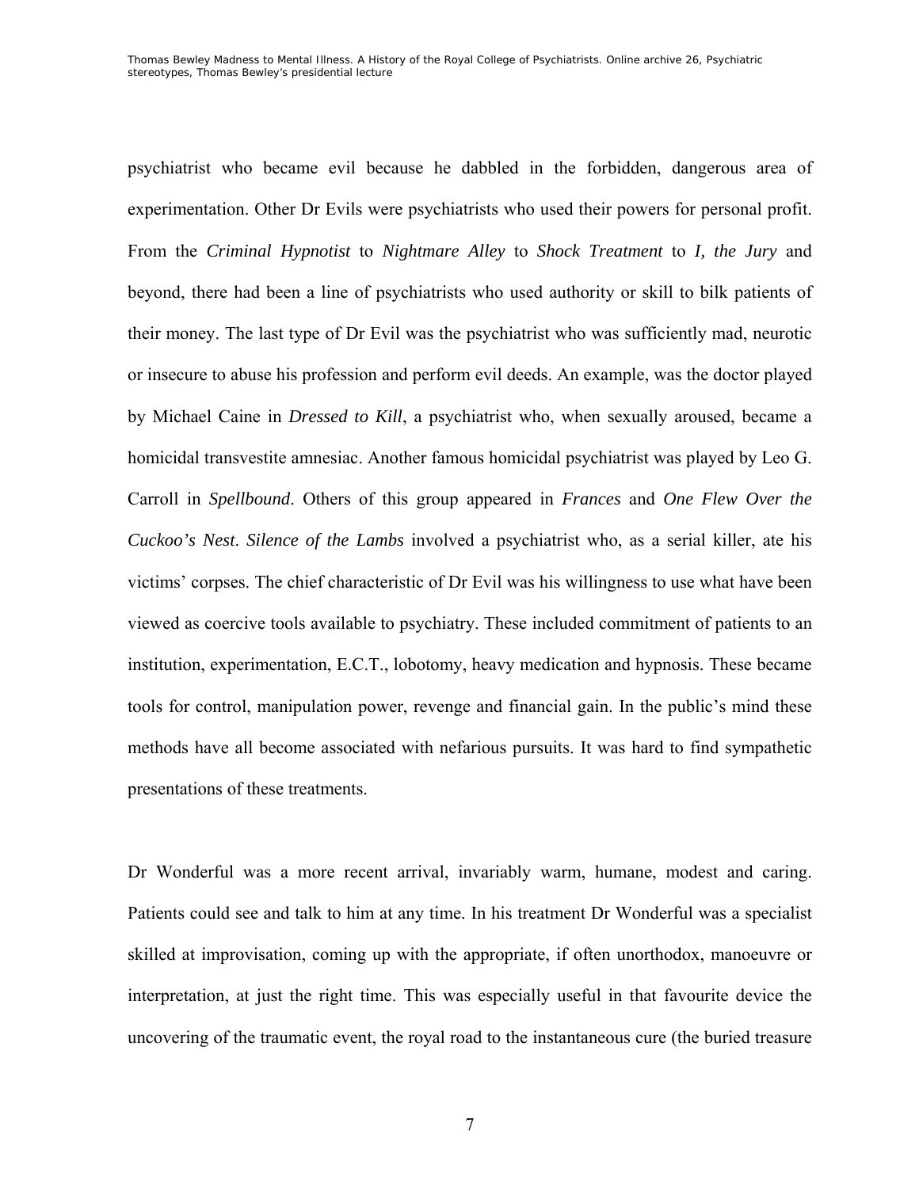psychiatrist who became evil because he dabbled in the forbidden, dangerous area of experimentation. Other Dr Evils were psychiatrists who used their powers for personal profit. From the *Criminal Hypnotist* to *Nightmare Alley* to *Shock Treatment* to *I, the Jury* and beyond, there had been a line of psychiatrists who used authority or skill to bilk patients of their money. The last type of Dr Evil was the psychiatrist who was sufficiently mad, neurotic or insecure to abuse his profession and perform evil deeds. An example, was the doctor played by Michael Caine in *Dressed to Kill*, a psychiatrist who, when sexually aroused, became a homicidal transvestite amnesiac. Another famous homicidal psychiatrist was played by Leo G. Carroll in *Spellbound*. Others of this group appeared in *Frances* and *One Flew Over the Cuckoo's Nest*. *Silence of the Lambs* involved a psychiatrist who, as a serial killer, ate his victims' corpses. The chief characteristic of Dr Evil was his willingness to use what have been viewed as coercive tools available to psychiatry. These included commitment of patients to an institution, experimentation, E.C.T., lobotomy, heavy medication and hypnosis. These became tools for control, manipulation power, revenge and financial gain. In the public's mind these methods have all become associated with nefarious pursuits. It was hard to find sympathetic presentations of these treatments.

Dr Wonderful was a more recent arrival, invariably warm, humane, modest and caring. Patients could see and talk to him at any time. In his treatment Dr Wonderful was a specialist skilled at improvisation, coming up with the appropriate, if often unorthodox, manoeuvre or interpretation, at just the right time. This was especially useful in that favourite device the uncovering of the traumatic event, the royal road to the instantaneous cure (the buried treasure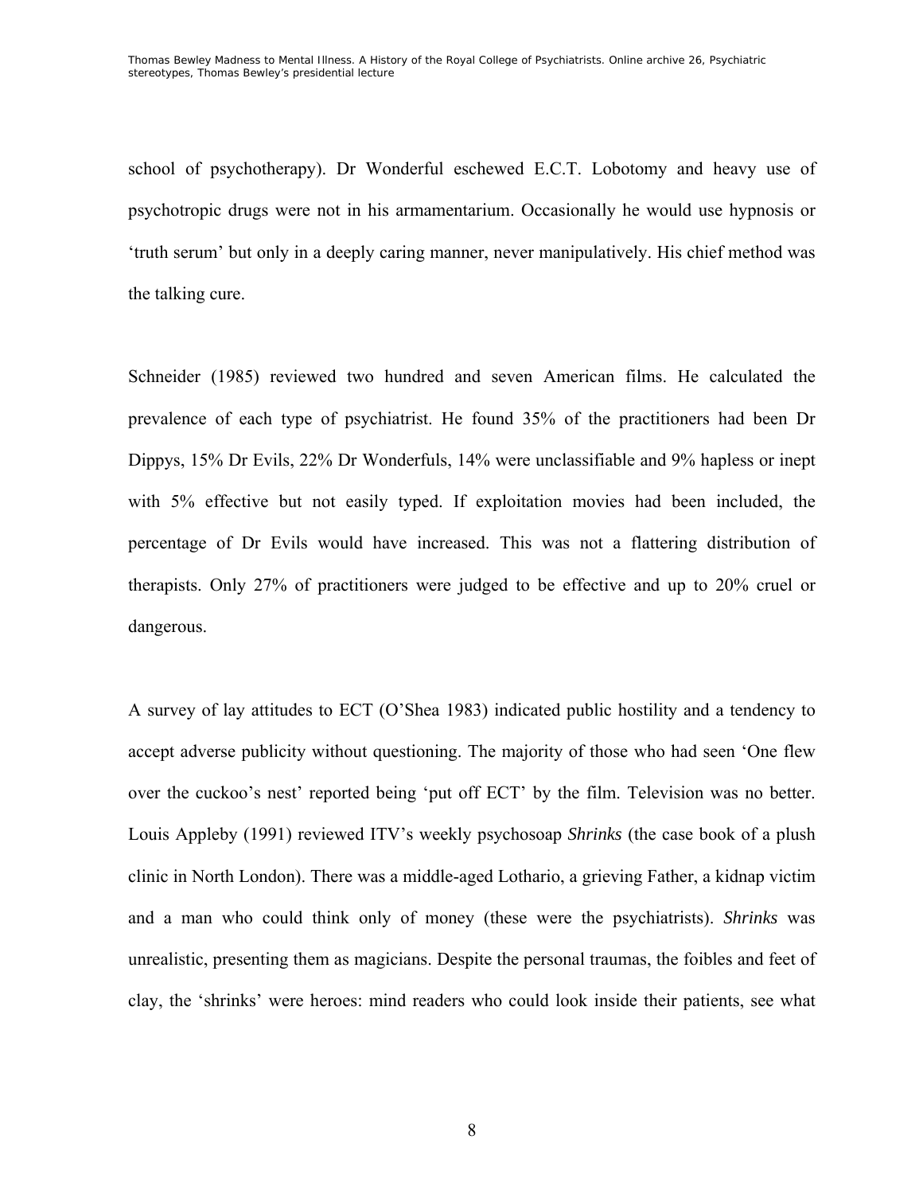school of psychotherapy). Dr Wonderful eschewed E.C.T. Lobotomy and heavy use of psychotropic drugs were not in his armamentarium. Occasionally he would use hypnosis or 'truth serum' but only in a deeply caring manner, never manipulatively. His chief method was the talking cure.

Schneider (1985) reviewed two hundred and seven American films. He calculated the prevalence of each type of psychiatrist. He found 35% of the practitioners had been Dr Dippys, 15% Dr Evils, 22% Dr Wonderfuls, 14% were unclassifiable and 9% hapless or inept with 5% effective but not easily typed. If exploitation movies had been included, the percentage of Dr Evils would have increased. This was not a flattering distribution of therapists. Only 27% of practitioners were judged to be effective and up to 20% cruel or dangerous.

A survey of lay attitudes to ECT (O'Shea 1983) indicated public hostility and a tendency to accept adverse publicity without questioning. The majority of those who had seen 'One flew over the cuckoo's nest' reported being 'put off ECT' by the film. Television was no better. Louis Appleby (1991) reviewed ITV's weekly psychosoap *Shrinks* (the case book of a plush clinic in North London). There was a middle-aged Lothario, a grieving Father, a kidnap victim and a man who could think only of money (these were the psychiatrists). *Shrinks* was unrealistic, presenting them as magicians. Despite the personal traumas, the foibles and feet of clay, the 'shrinks' were heroes: mind readers who could look inside their patients, see what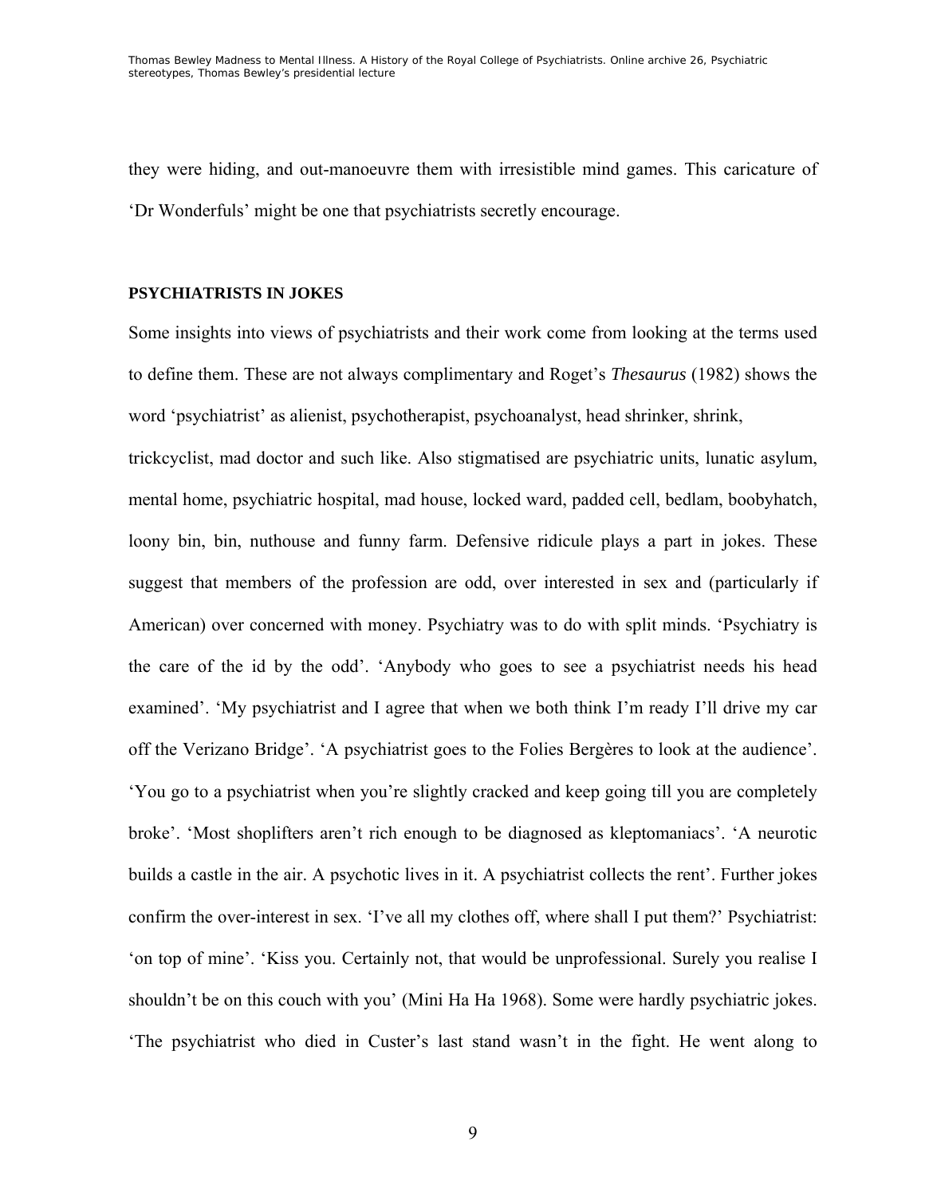they were hiding, and out-manoeuvre them with irresistible mind games. This caricature of 'Dr Wonderfuls' might be one that psychiatrists secretly encourage.

**PSYCHIATRISTS IN JOKES**

Some insights into views of psychiatrists and their work come from looking at the terms used to define them. These are not always complimentary and Roget's *Thesaurus* (1982) shows the word 'psychiatrist' as alienist, psychotherapist, psychoanalyst, head shrinker, shrink, trickcyclist, mad doctor and such like. Also stigmatised are psychiatric units, lunatic asylum, mental home, psychiatric hospital, mad house, locked ward, padded cell, bedlam, boobyhatch, loony bin, bin, nuthouse and funny farm. Defensive ridicule plays a part in jokes. These suggest that members of the profession are odd, over interested in sex and (particularly if American) over concerned with money. Psychiatry was to do with split minds. 'Psychiatry is the care of the id by the odd'. 'Anybody who goes to see a psychiatrist needs his head examined'. 'My psychiatrist and I agree that when we both think I'm ready I'll drive my car off the Verizano Bridge'. 'A psychiatrist goes to the Folies Bergères to look at the audience'. 'You go to a psychiatrist when you're slightly cracked and keep going till you are completely broke'. 'Most shoplifters aren't rich enough to be diagnosed as kleptomaniacs'. 'A neurotic builds a castle in the air. A psychotic lives in it. A psychiatrist collects the rent'. Further jokes confirm the over-interest in sex. 'I've all my clothes off, where shall I put them?' Psychiatrist: 'on top of mine'. 'Kiss you. Certainly not, that would be unprofessional. Surely you realise I shouldn't be on this couch with you' (Mini Ha Ha 1968). Some were hardly psychiatric jokes. 'The psychiatrist who died in Custer's last stand wasn't in the fight. He went along to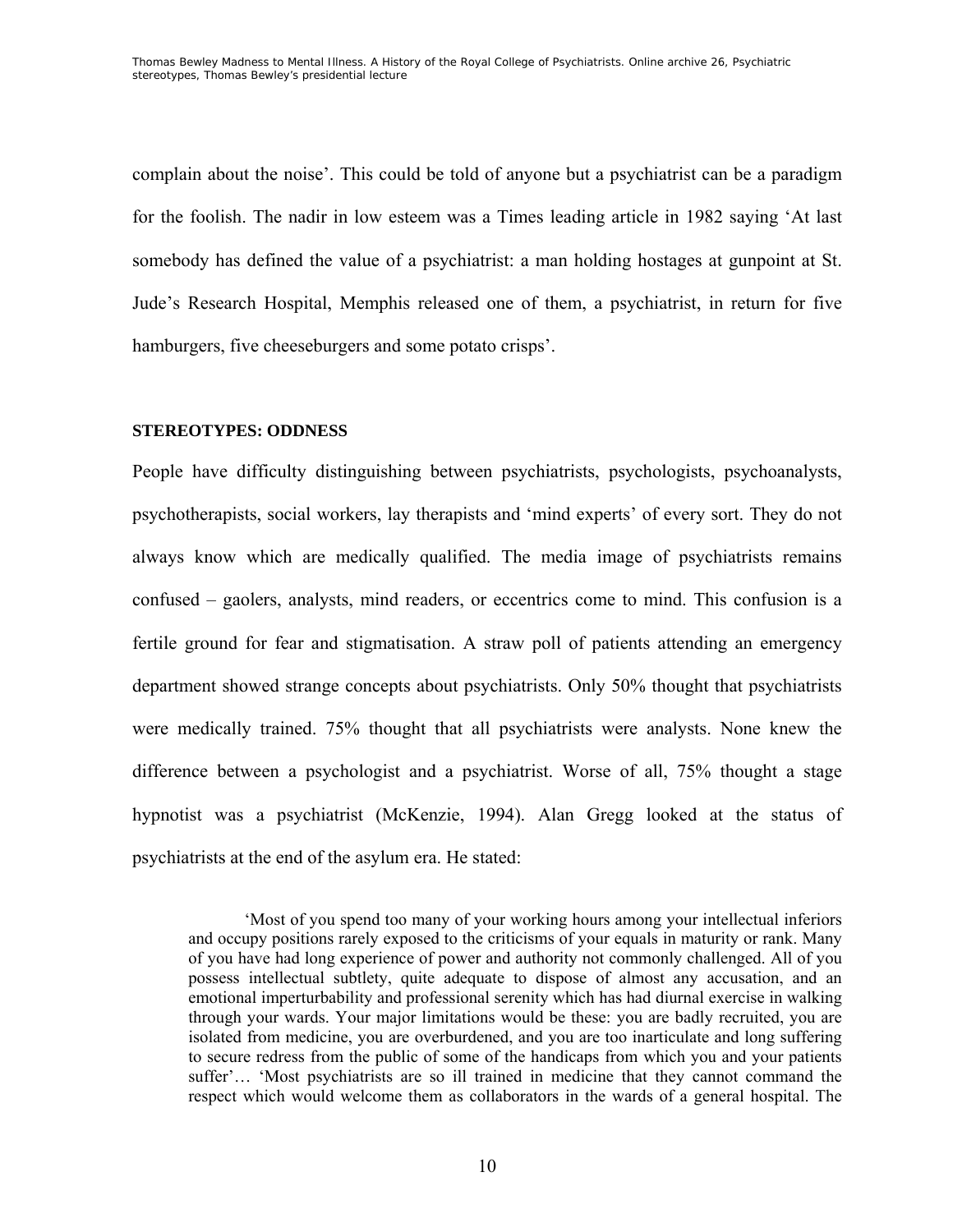complain about the noise'. This could be told of anyone but a psychiatrist can be a paradigm for the foolish. The nadir in low esteem was a Times leading article in 1982 saying 'At last somebody has defined the value of a psychiatrist: a man holding hostages at gunpoint at St. Jude's Research Hospital, Memphis released one of them, a psychiatrist, in return for five hamburgers, five cheeseburgers and some potato crisps'.

**STEREOTYPES: ODDNESS**

People have difficulty distinguishing between psychiatrists, psychologists, psychoanalysts, psychotherapists, social workers, lay therapists and 'mind experts' of every sort. They do not always know which are medically qualified. The media image of psychiatrists remains confused – gaolers, analysts, mind readers, or eccentrics come to mind. This confusion is a fertile ground for fear and stigmatisation. A straw poll of patients attending an emergency department showed strange concepts about psychiatrists. Only 50% thought that psychiatrists were medically trained. 75% thought that all psychiatrists were analysts. None knew the difference between a psychologist and a psychiatrist. Worse of all, 75% thought a stage hypnotist was a psychiatrist (McKenzie, 1994). Alan Gregg looked at the status of psychiatrists at the end of the asylum era. He stated:

> 'Most of you spend too many of your working hours among your intellectual inferiors and occupy positions rarely exposed to the criticisms of your equals in maturity or rank. Many of you have had long experience of power and authority not commonly challenged. All of you possess intellectual subtlety, quite adequate to dispose of almost any accusation, and an emotional imperturbability and professional serenity which has had diurnal exercise in walking through your wards. Your major limitations would be these: you are badly recruited, you are isolated from medicine, you are overburdened, and you are too inarticulate and long suffering to secure redress from the public of some of the handicaps from which you and your patients suffer'… 'Most psychiatrists are so ill trained in medicine that they cannot command the respect which would welcome them as collaborators in the wards of a general hospital. The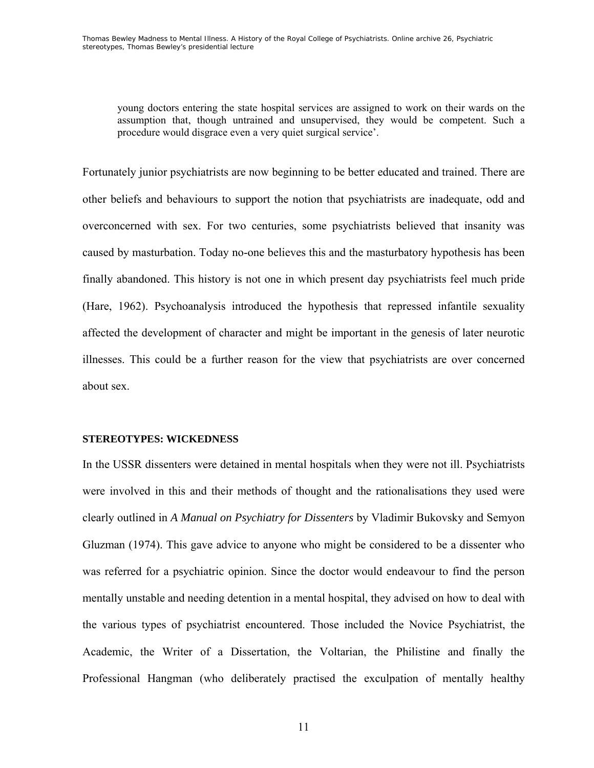> young doctors entering the state hospital services are assigned to work on their wards on the assumption that, though untrained and unsupervised, they would be competent. Such a procedure would disgrace even a very quiet surgical service'.

Fortunately junior psychiatrists are now beginning to be better educated and trained. There are other beliefs and behaviours to support the notion that psychiatrists are inadequate, odd and overconcerned with sex. For two centuries, some psychiatrists believed that insanity was caused by masturbation. Today no-one believes this and the masturbatory hypothesis has been finally abandoned. This history is not one in which present day psychiatrists feel much pride (Hare, 1962). Psychoanalysis introduced the hypothesis that repressed infantile sexuality affected the development of character and might be important in the genesis of later neurotic illnesses. This could be a further reason for the view that psychiatrists are over concerned about sex.

**STEREOTYPES: WICKEDNESS**

In the USSR dissenters were detained in mental hospitals when they were not ill. Psychiatrists were involved in this and their methods of thought and the rationalisations they used were clearly outlined in *A Manual on Psychiatry for Dissenters* by Vladimir Bukovsky and Semyon Gluzman (1974). This gave advice to anyone who might be considered to be a dissenter who was referred for a psychiatric opinion. Since the doctor would endeavour to find the person mentally unstable and needing detention in a mental hospital, they advised on how to deal with the various types of psychiatrist encountered. Those included the Novice Psychiatrist, the Academic, the Writer of a Dissertation, the Voltarian, the Philistine and finally the Professional Hangman (who deliberately practised the exculpation of mentally healthy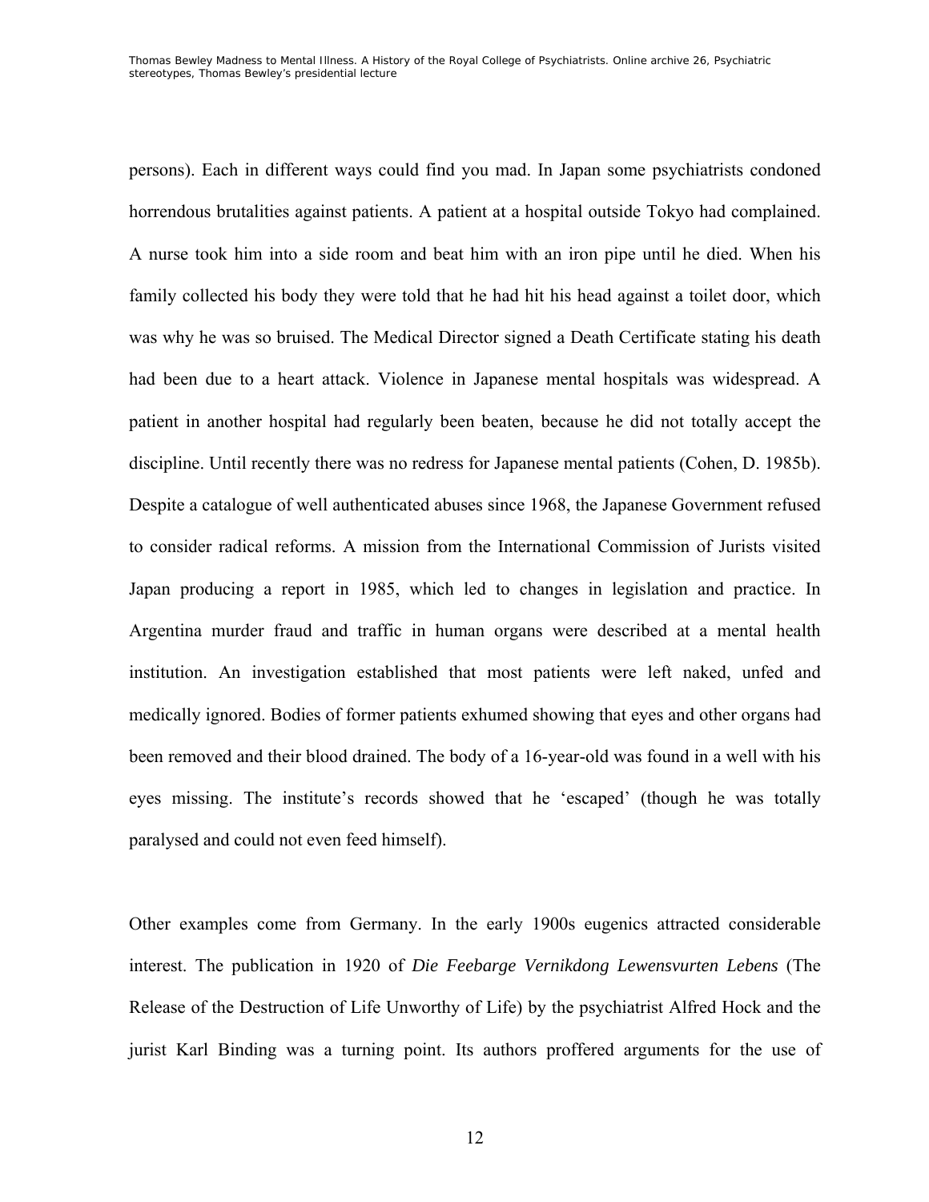persons). Each in different ways could find you mad. In Japan some psychiatrists condoned horrendous brutalities against patients. A patient at a hospital outside Tokyo had complained. A nurse took him into a side room and beat him with an iron pipe until he died. When his family collected his body they were told that he had hit his head against a toilet door, which was why he was so bruised. The Medical Director signed a Death Certificate stating his death had been due to a heart attack. Violence in Japanese mental hospitals was widespread. A patient in another hospital had regularly been beaten, because he did not totally accept the discipline. Until recently there was no redress for Japanese mental patients (Cohen, D. 1985b). Despite a catalogue of well authenticated abuses since 1968, the Japanese Government refused to consider radical reforms. A mission from the International Commission of Jurists visited Japan producing a report in 1985, which led to changes in legislation and practice. In Argentina murder fraud and traffic in human organs were described at a mental health institution. An investigation established that most patients were left naked, unfed and medically ignored. Bodies of former patients exhumed showing that eyes and other organs had been removed and their blood drained. The body of a 16-year-old was found in a well with his eyes missing. The institute's records showed that he 'escaped' (though he was totally paralysed and could not even feed himself).

Other examples come from Germany. In the early 1900s eugenics attracted considerable interest. The publication in 1920 of *Die Feebarge Vernikdong Lewensvurten Lebens* (The Release of the Destruction of Life Unworthy of Life) by the psychiatrist Alfred Hock and the jurist Karl Binding was a turning point. Its authors proffered arguments for the use of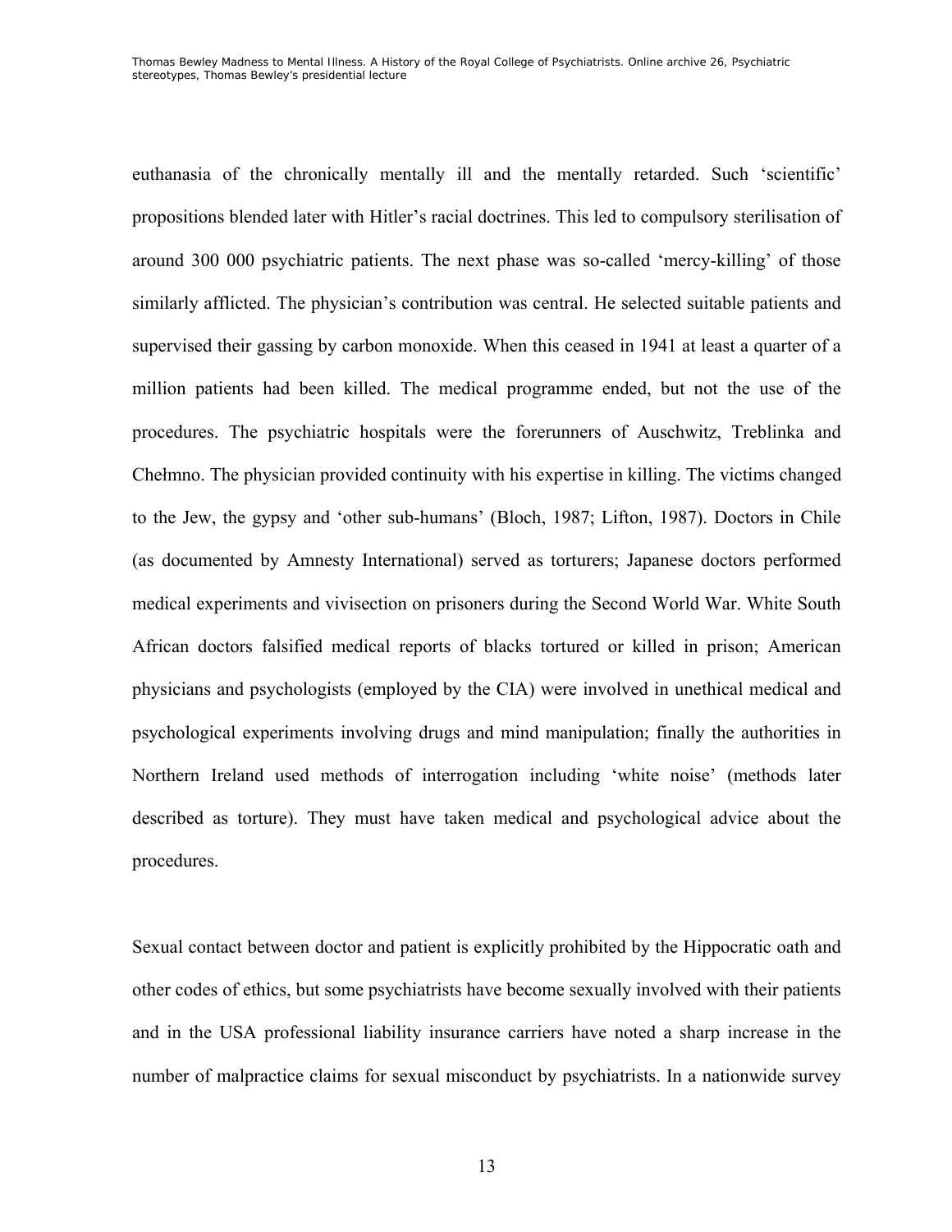euthanasia of the chronically mentally ill and the mentally retarded. Such 'scientific' propositions blended later with Hitler's racial doctrines. This led to compulsory sterilisation of around 300 000 psychiatric patients. The next phase was so-called 'mercy-killing' of those similarly afflicted. The physician's contribution was central. He selected suitable patients and supervised their gassing by carbon monoxide. When this ceased in 1941 at least a quarter of a million patients had been killed. The medical programme ended, but not the use of the procedures. The psychiatric hospitals were the forerunners of Auschwitz, Treblinka and Chełmno. The physician provided continuity with his expertise in killing. The victims changed to the Jew, the gypsy and 'other sub-humans' (Bloch, 1987; Lifton, 1987). Doctors in Chile (as documented by Amnesty International) served as torturers; Japanese doctors performed medical experiments and vivisection on prisoners during the Second World War. White South African doctors falsified medical reports of blacks tortured or killed in prison; American physicians and psychologists (employed by the CIA) were involved in unethical medical and psychological experiments involving drugs and mind manipulation; finally the authorities in Northern Ireland used methods of interrogation including 'white noise' (methods later described as torture). They must have taken medical and psychological advice about the procedures.

Sexual contact between doctor and patient is explicitly prohibited by the Hippocratic oath and other codes of ethics, but some psychiatrists have become sexually involved with their patients and in the USA professional liability insurance carriers have noted a sharp increase in the number of malpractice claims for sexual misconduct by psychiatrists. In a nationwide survey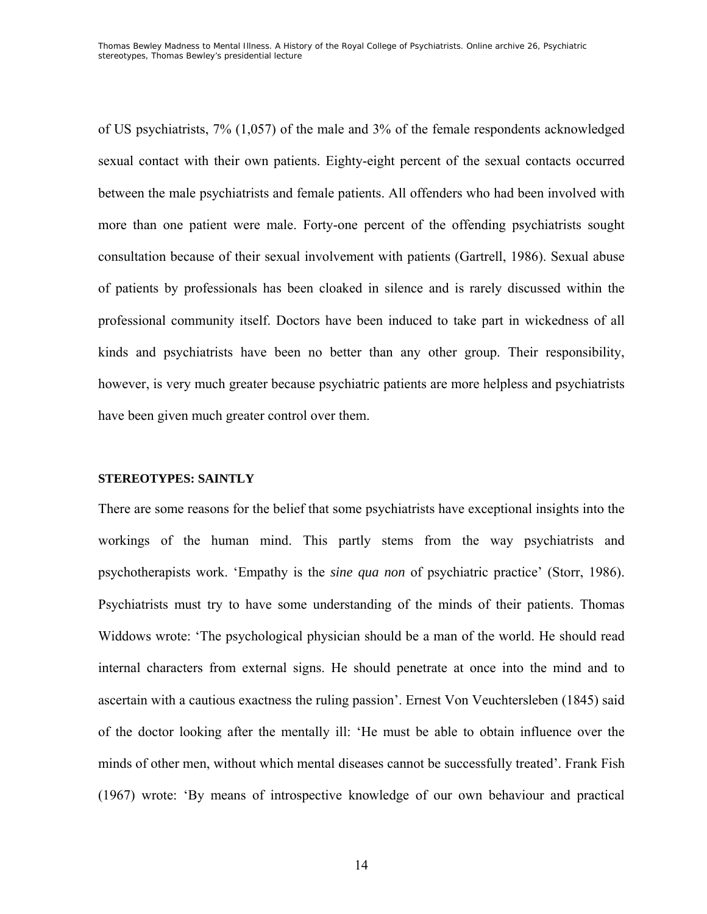of US psychiatrists, 7% (1,057) of the male and 3% of the female respondents acknowledged sexual contact with their own patients. Eighty-eight percent of the sexual contacts occurred between the male psychiatrists and female patients. All offenders who had been involved with more than one patient were male. Forty-one percent of the offending psychiatrists sought consultation because of their sexual involvement with patients (Gartrell, 1986). Sexual abuse of patients by professionals has been cloaked in silence and is rarely discussed within the professional community itself. Doctors have been induced to take part in wickedness of all kinds and psychiatrists have been no better than any other group. Their responsibility, however, is very much greater because psychiatric patients are more helpless and psychiatrists have been given much greater control over them.

**STEREOTYPES: SAINTLY**

There are some reasons for the belief that some psychiatrists have exceptional insights into the workings of the human mind. This partly stems from the way psychiatrists and psychotherapists work. 'Empathy is the *sine qua non* of psychiatric practice' (Storr, 1986). Psychiatrists must try to have some understanding of the minds of their patients. Thomas Widdows wrote: 'The psychological physician should be a man of the world. He should read internal characters from external signs. He should penetrate at once into the mind and to ascertain with a cautious exactness the ruling passion'. Ernest Von Veuchtersleben (1845) said of the doctor looking after the mentally ill: 'He must be able to obtain influence over the minds of other men, without which mental diseases cannot be successfully treated'. Frank Fish (1967) wrote: 'By means of introspective knowledge of our own behaviour and practical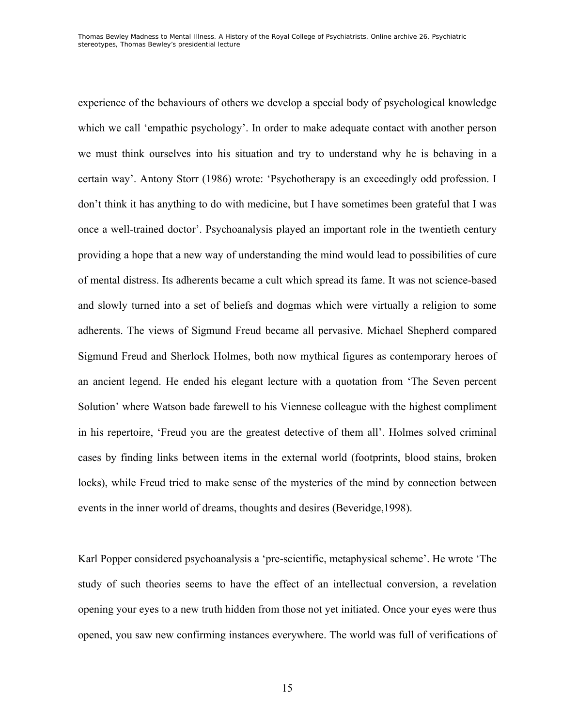experience of the behaviours of others we develop a special body of psychological knowledge which we call 'empathic psychology'. In order to make adequate contact with another person we must think ourselves into his situation and try to understand why he is behaving in a certain way'. Antony Storr (1986) wrote: 'Psychotherapy is an exceedingly odd profession. I don't think it has anything to do with medicine, but I have sometimes been grateful that I was once a well-trained doctor'. Psychoanalysis played an important role in the twentieth century providing a hope that a new way of understanding the mind would lead to possibilities of cure of mental distress. Its adherents became a cult which spread its fame. It was not science-based and slowly turned into a set of beliefs and dogmas which were virtually a religion to some adherents. The views of Sigmund Freud became all pervasive. Michael Shepherd compared Sigmund Freud and Sherlock Holmes, both now mythical figures as contemporary heroes of an ancient legend. He ended his elegant lecture with a quotation from 'The Seven percent Solution' where Watson bade farewell to his Viennese colleague with the highest compliment in his repertoire, 'Freud you are the greatest detective of them all'. Holmes solved criminal cases by finding links between items in the external world (footprints, blood stains, broken locks), while Freud tried to make sense of the mysteries of the mind by connection between events in the inner world of dreams, thoughts and desires (Beveridge,1998).

Karl Popper considered psychoanalysis a 'pre-scientific, metaphysical scheme'. He wrote 'The study of such theories seems to have the effect of an intellectual conversion, a revelation opening your eyes to a new truth hidden from those not yet initiated. Once your eyes were thus opened, you saw new confirming instances everywhere. The world was full of verifications of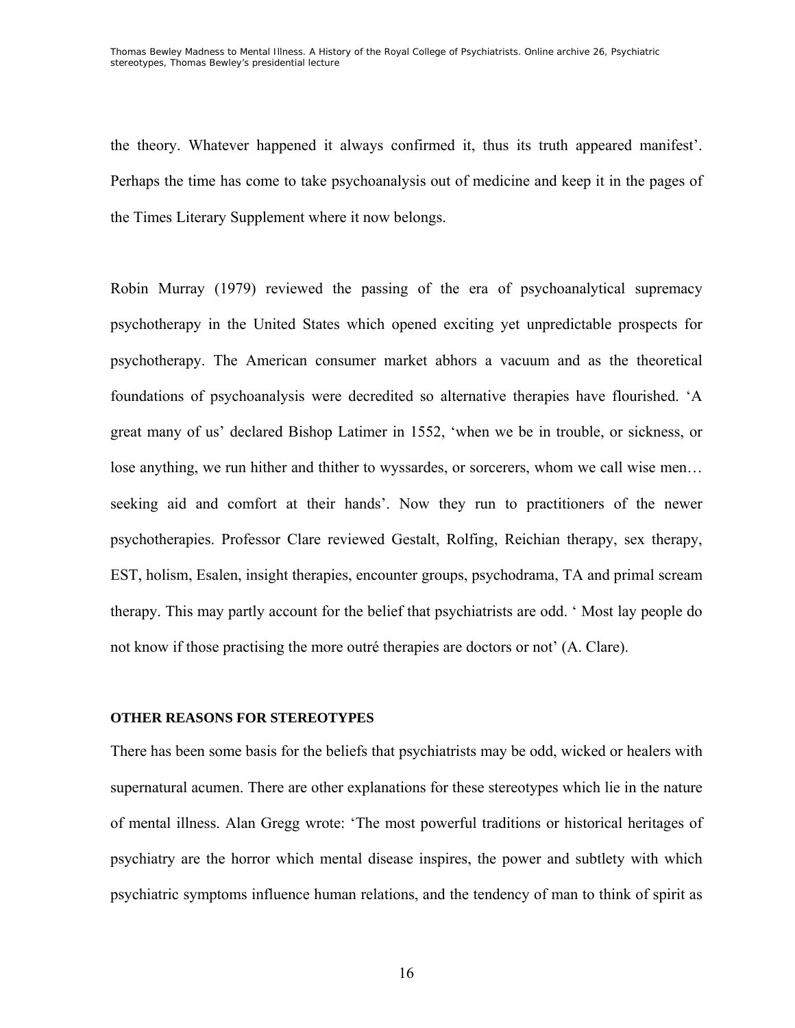the theory. Whatever happened it always confirmed it, thus its truth appeared manifest'. Perhaps the time has come to take psychoanalysis out of medicine and keep it in the pages of the Times Literary Supplement where it now belongs.

Robin Murray (1979) reviewed the passing of the era of psychoanalytical supremacy psychotherapy in the United States which opened exciting yet unpredictable prospects for psychotherapy. The American consumer market abhors a vacuum and as the theoretical foundations of psychoanalysis were decredited so alternative therapies have flourished. 'A great many of us' declared Bishop Latimer in 1552, 'when we be in trouble, or sickness, or lose anything, we run hither and thither to wyssardes, or sorcerers, whom we call wise men… seeking aid and comfort at their hands'. Now they run to practitioners of the newer psychotherapies. Professor Clare reviewed Gestalt, Rolfing, Reichian therapy, sex therapy, EST, holism, Esalen, insight therapies, encounter groups, psychodrama, TA and primal scream therapy. This may partly account for the belief that psychiatrists are odd. ' Most lay people do not know if those practising the more outré therapies are doctors or not' (A. Clare).

**OTHER REASONS FOR STEREOTYPES**

There has been some basis for the beliefs that psychiatrists may be odd, wicked or healers with supernatural acumen. There are other explanations for these stereotypes which lie in the nature of mental illness. Alan Gregg wrote: 'The most powerful traditions or historical heritages of psychiatry are the horror which mental disease inspires, the power and subtlety with which psychiatric symptoms influence human relations, and the tendency of man to think of spirit as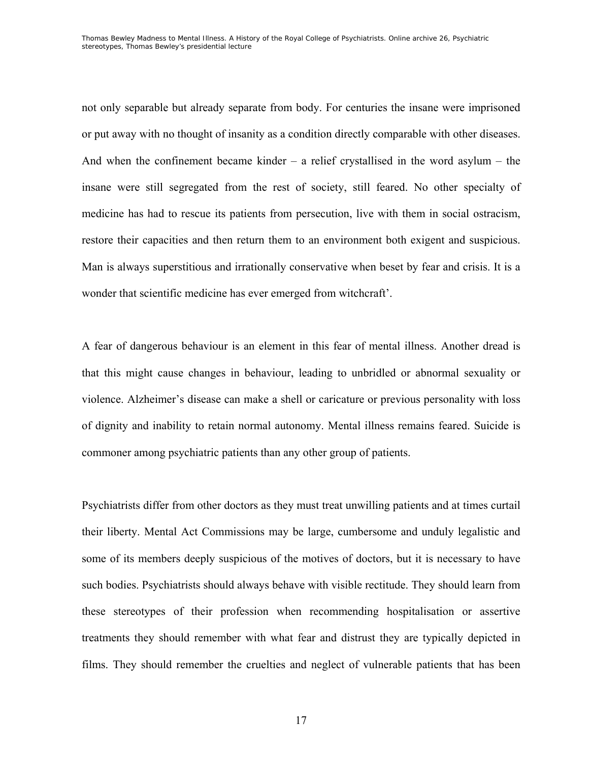not only separable but already separate from body. For centuries the insane were imprisoned or put away with no thought of insanity as a condition directly comparable with other diseases. And when the confinement became kinder – a relief crystallised in the word asylum – the insane were still segregated from the rest of society, still feared. No other specialty of medicine has had to rescue its patients from persecution, live with them in social ostracism, restore their capacities and then return them to an environment both exigent and suspicious. Man is always superstitious and irrationally conservative when beset by fear and crisis. It is a wonder that scientific medicine has ever emerged from witchcraft'.

A fear of dangerous behaviour is an element in this fear of mental illness. Another dread is that this might cause changes in behaviour, leading to unbridled or abnormal sexuality or violence. Alzheimer's disease can make a shell or caricature or previous personality with loss of dignity and inability to retain normal autonomy. Mental illness remains feared. Suicide is commoner among psychiatric patients than any other group of patients.

Psychiatrists differ from other doctors as they must treat unwilling patients and at times curtail their liberty. Mental Act Commissions may be large, cumbersome and unduly legalistic and some of its members deeply suspicious of the motives of doctors, but it is necessary to have such bodies. Psychiatrists should always behave with visible rectitude. They should learn from these stereotypes of their profession when recommending hospitalisation or assertive treatments they should remember with what fear and distrust they are typically depicted in films. They should remember the cruelties and neglect of vulnerable patients that has been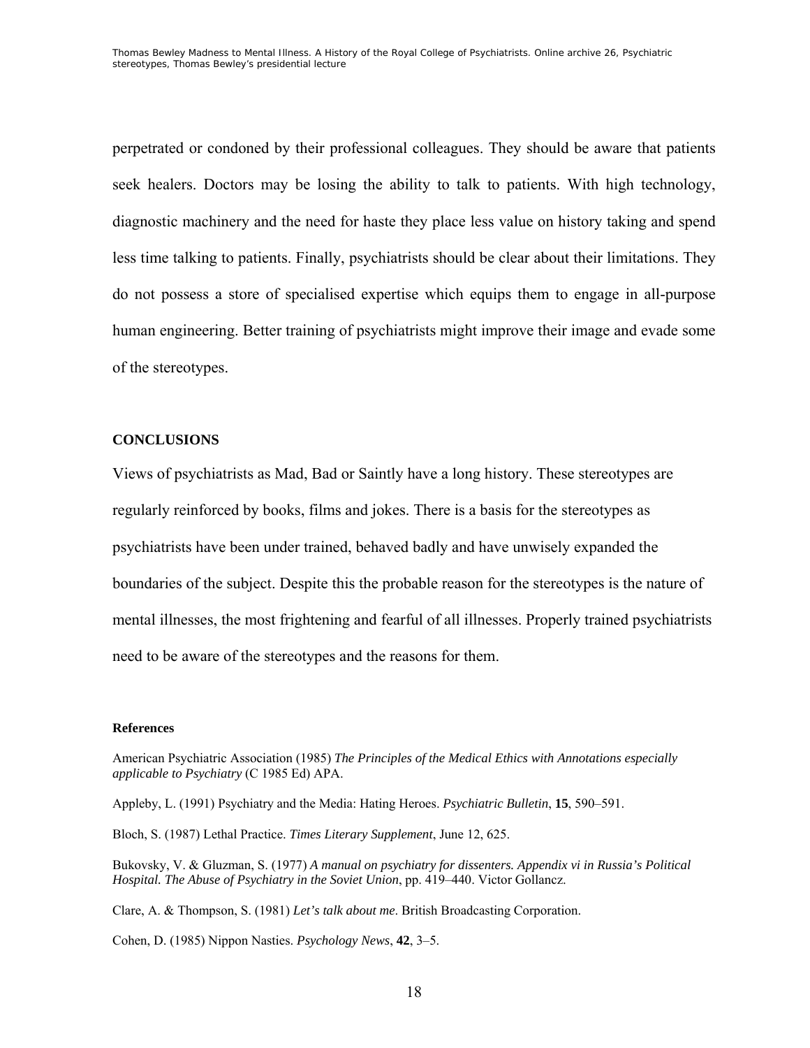perpetrated or condoned by their professional colleagues. They should be aware that patients seek healers. Doctors may be losing the ability to talk to patients. With high technology, diagnostic machinery and the need for haste they place less value on history taking and spend less time talking to patients. Finally, psychiatrists should be clear about their limitations. They do not possess a store of specialised expertise which equips them to engage in all-purpose human engineering. Better training of psychiatrists might improve their image and evade some of the stereotypes.

## CONCLUSIONS

Views of psychiatrists as Mad, Bad or Saintly have a long history. These stereotypes are regularly reinforced by books, films and jokes. There is a basis for the stereotypes as psychiatrists have been under trained, behaved badly and have unwisely expanded the boundaries of the subject. Despite this the probable reason for the stereotypes is the nature of mental illnesses, the most frightening and fearful of all illnesses. Properly trained psychiatrists need to be aware of the stereotypes and the reasons for them.

### References

American Psychiatric Association (1985) *The Principles of the Medical Ethics with Annotations especially applicable to Psychiatry* (C 1985 Ed) APA.

Appleby, L. (1991) Psychiatry and the Media: Hating Heroes. *Psychiatric Bulletin*, **15**, 590–591.

Bloch, S. (1987) Lethal Practice. *Times Literary Supplement*, June 12, 625.

Bukovsky, V. & Gluzman, S. (1977) *A manual on psychiatry for dissenters. Appendix vi in Russia's Political Hospital. The Abuse of Psychiatry in the Soviet Union*, pp. 419–440. Victor Gollancz.

Clare, A. & Thompson, S. (1981) *Let's talk about me*. British Broadcasting Corporation.

Cohen, D. (1985) Nippon Nasties. *Psychology News*, **42**, 3–5.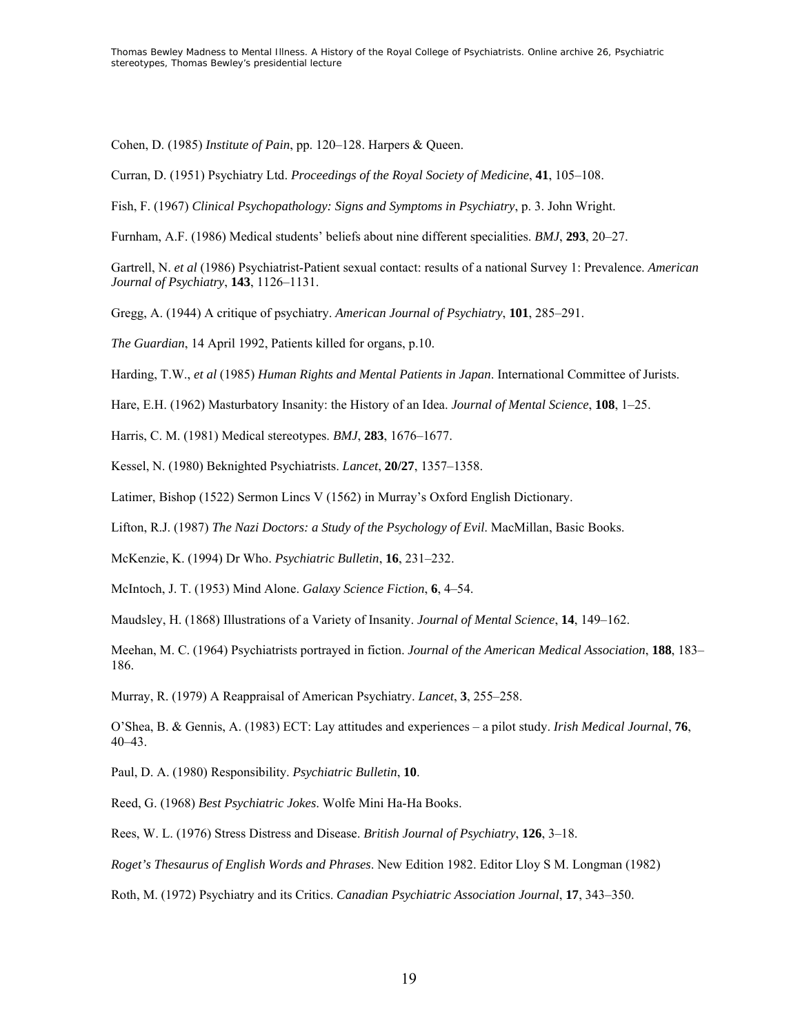Cohen, D. (1985) *Institute of Pain*, pp. 120–128. Harpers & Queen.

Curran, D. (1951) Psychiatry Ltd. *Proceedings of the Royal Society of Medicine*, **41**, 105–108.

Fish, F. (1967) *Clinical Psychopathology: Signs and Symptoms in Psychiatry*, p. 3. John Wright.

Furnham, A.F. (1986) Medical students' beliefs about nine different specialities. *BMJ*, **293**, 20–27.

Gartrell, N. *et al* (1986) Psychiatrist-Patient sexual contact: results of a national Survey 1: Prevalence. *American Journal of Psychiatry*, **143**, 1126–1131.

Gregg, A. (1944) A critique of psychiatry. *American Journal of Psychiatry*, **101**, 285–291.

*The Guardian*, 14 April 1992, Patients killed for organs, p.10.

Harding, T.W., *et al* (1985) *Human Rights and Mental Patients in Japan*. International Committee of Jurists.

Hare, E.H. (1962) Masturbatory Insanity: the History of an Idea. *Journal of Mental Science*, **108**, 1–25.

Harris, C. M. (1981) Medical stereotypes. *BMJ*, **283**, 1676–1677.

Kessel, N. (1980) Beknighted Psychiatrists. *Lancet*, **20/27**, 1357–1358.

Latimer, Bishop (1522) Sermon Lincs V (1562) in Murray's Oxford English Dictionary.

Lifton, R.J. (1987) *The Nazi Doctors: a Study of the Psychology of Evil*. MacMillan, Basic Books.

McKenzie, K. (1994) Dr Who. *Psychiatric Bulletin*, **16**, 231–232.

McIntoch, J. T. (1953) Mind Alone. *Galaxy Science Fiction*, **6**, 4–54.

Maudsley, H. (1868) Illustrations of a Variety of Insanity. *Journal of Mental Science*, **14**, 149–162.

Meehan, M. C. (1964) Psychiatrists portrayed in fiction. *Journal of the American Medical Association*, **188**, 183–186.

Murray, R. (1979) A Reappraisal of American Psychiatry. *Lancet*, **3**, 255–258.

O'Shea, B. & Gennis, A. (1983) ECT: Lay attitudes and experiences – a pilot study. *Irish Medical Journal*, **76**, 40–43.

Paul, D. A. (1980) Responsibility. *Psychiatric Bulletin*, **10**.

Reed, G. (1968) *Best Psychiatric Jokes*. Wolfe Mini Ha-Ha Books.

Rees, W. L. (1976) Stress Distress and Disease. *British Journal of Psychiatry*, **126**, 3–18.

*Roget's Thesaurus of English Words and Phrases*. New Edition 1982. Editor Lloy S M. Longman (1982)

Roth, M. (1972) Psychiatry and its Critics. *Canadian Psychiatric Association Journal*, **17**, 343–350.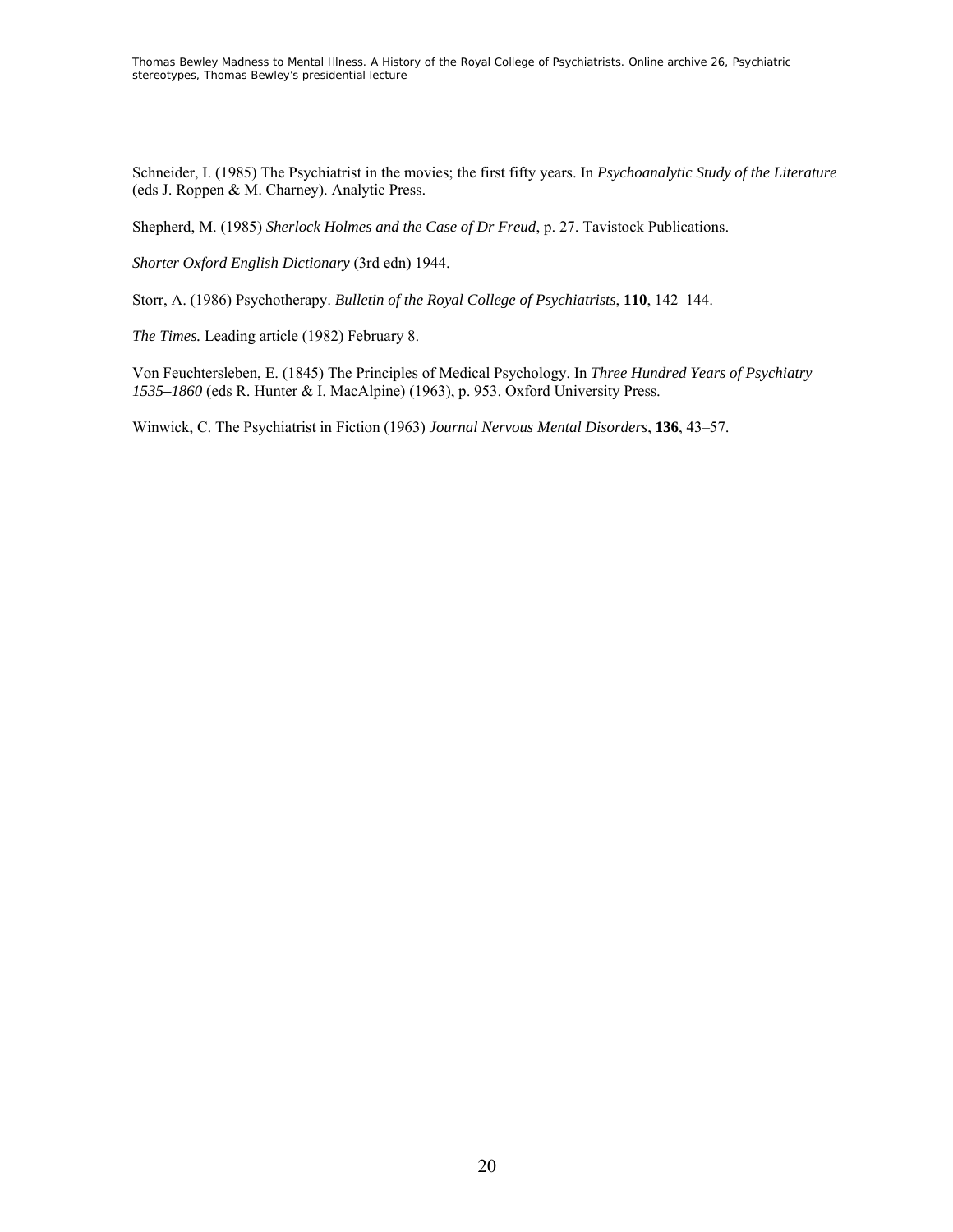Schneider, I. (1985) The Psychiatrist in the movies; the first fifty years. In *Psychoanalytic Study of the Literature* (eds J. Roppen & M. Charney). Analytic Press.

Shepherd, M. (1985) *Sherlock Holmes and the Case of Dr Freud*, p. 27. Tavistock Publications.

*Shorter Oxford English Dictionary* (3rd edn) 1944.

Storr, A. (1986) Psychotherapy. *Bulletin of the Royal College of Psychiatrists*, **110**, 142–144.

*The Times.* Leading article (1982) February 8.

Von Feuchtersleben, E. (1845) The Principles of Medical Psychology. In *Three Hundred Years of Psychiatry 1535–1860* (eds R. Hunter & I. MacAlpine) (1963), p. 953. Oxford University Press.

Winwick, C. The Psychiatrist in Fiction (1963) *Journal Nervous Mental Disorders*, **136**, 43–57.